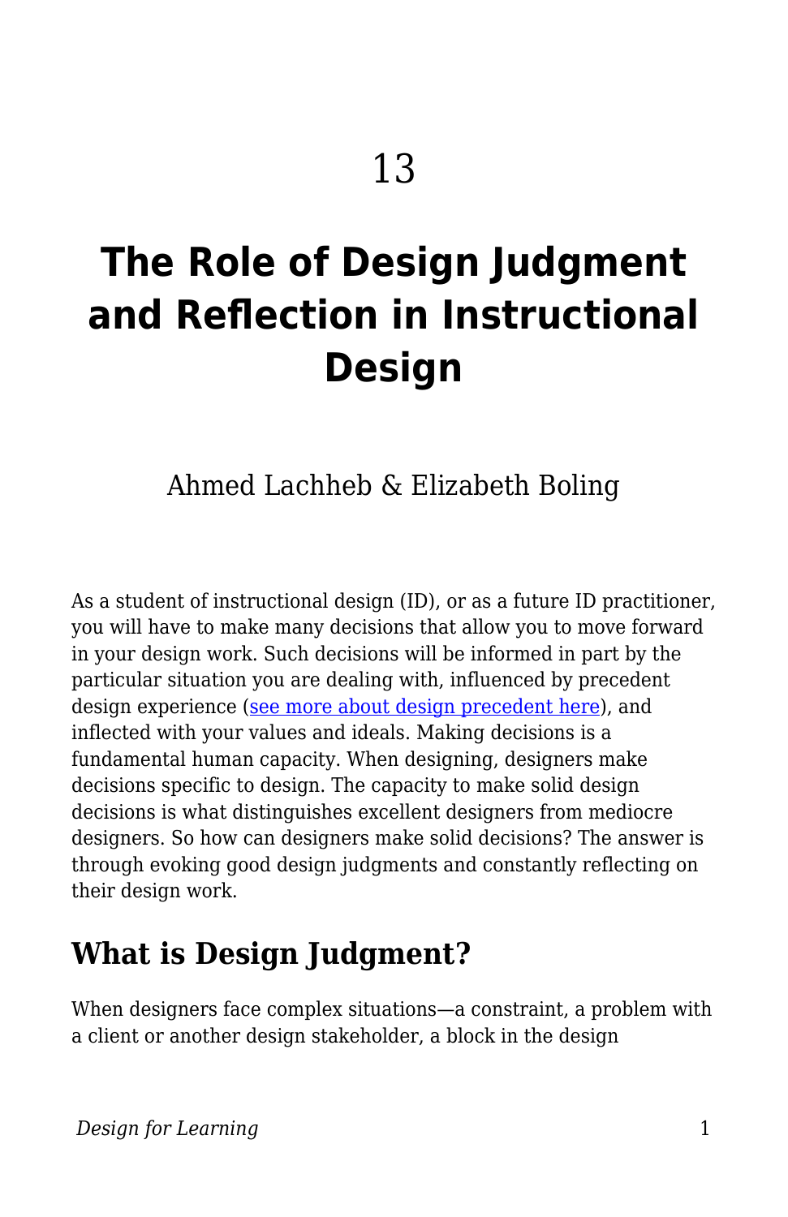# 13

# The Role of Design Judgment and Reflection in Instructional Design

Ahmed Lachheb & Elizabeth Boling

As a student of instructional design (ID), or as a future ID practitioner, you will have to make many decisions that allow you to move forward in your design work. Such decisions will be informed in part by the particular situation you are dealing with, influenced by precedent design experience (see more about design precedent here), and inflected with your values and ideals. Making decisions is a fundamental human capacity. When designing, designers make decisions specific to design. The capacity to make solid design decisions is what distinguishes excellent designers from mediocre designers. So how can designers make solid decisions? The answer is through evoking good design judgments and constantly reflecting on their design work.

## What is Design Judgment?

When designers face complex situations—a constraint, a problem with a client or another design stakeholder, a block in the design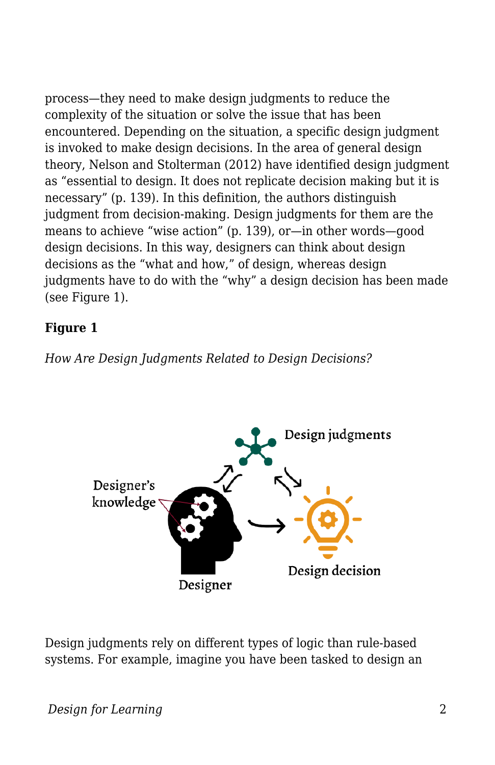process—they need to make design judgments to reduce the complexity of the situation or solve the issue that has been encountered. Depending on the situation, a specific design judgment is invoked to make design decisions. In the area of general design theory, Nelson and Stolterman (2012) have identified design judgment as "essential to design. It does not replicate decision making but it is necessary" (p. 139). In this definition, the authors distinguish judgment from decision-making. Design judgments for them are the means to achieve "wise action" (p. 139), or—in other words—good design decisions. In this way, designers can think about design decisions as the "what and how," of design, whereas design judgments have to do with the "why" a design decision has been made (see Figure 1).

**Figure 1**

*How Are Design Judgments Related to Design Decisions?*

Design judgments

Designer's knowledge

Designer

Design decision

Design judgments rely on different types of logic than rule-based systems. For example, imagine you have been tasked to design an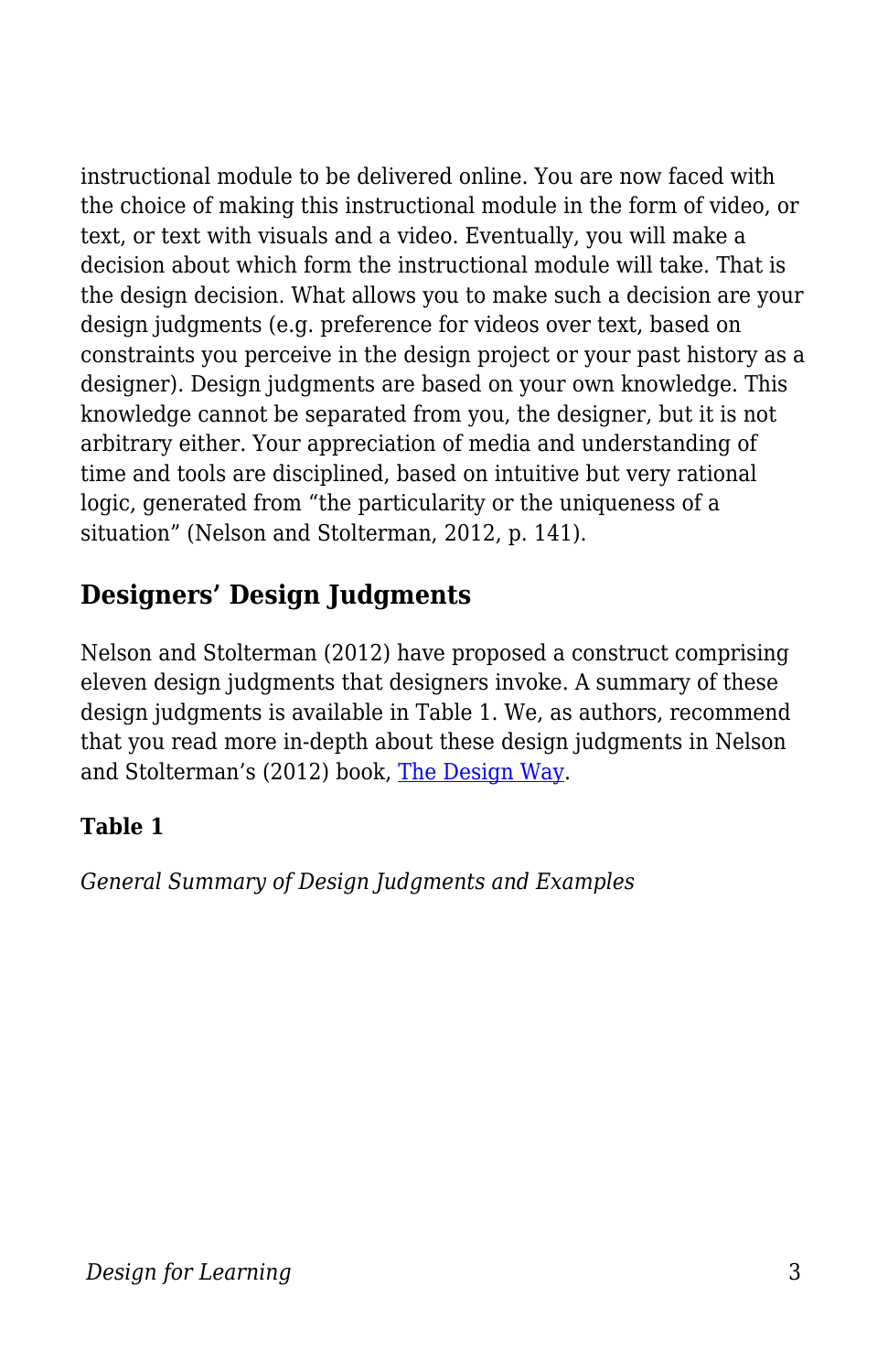instructional module to be delivered online. You are now faced with the choice of making this instructional module in the form of video, or text, or text with visuals and a video. Eventually, you will make a decision about which form the instructional module will take. That is the design decision. What allows you to make such a decision are your design judgments (e.g. preference for videos over text, based on constraints you perceive in the design project or your past history as a designer). Design judgments are based on your own knowledge. This knowledge cannot be separated from you, the designer, but it is not arbitrary either. Your appreciation of media and understanding of time and tools are disciplined, based on intuitive but very rational logic, generated from "the particularity or the uniqueness of a situation" (Nelson and Stolterman, 2012, p. 141).

## Designers' Design Judgments

Nelson and Stolterman (2012) have proposed a construct comprising eleven design judgments that designers invoke. A summary of these design judgments is available in Table 1. We, as authors, recommend that you read more in-depth about these design judgments in Nelson and Stolterman's (2012) book, The Design Way.

**Table 1**

*General Summary of Design Judgments and Examples*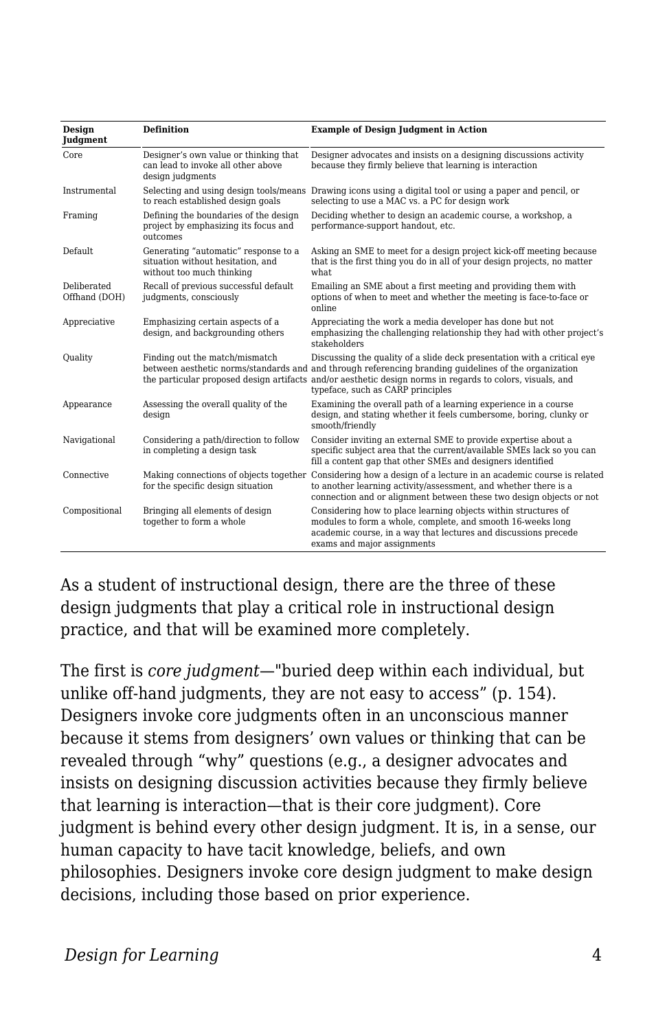| Design Judgment | Definition | Example of Design Judgment in Action |
|---|---|---|
| Core | Designer's own value or thinking that can lead to invoke all other above design judgments | Designer advocates and insists on a designing discussions activity because they firmly believe that learning is interaction |
| Instrumental | Selecting and using design tools/means to reach established design goals | Drawing icons using a digital tool or using a paper and pencil, or selecting to use a MAC vs. a PC for design work |
| Framing | Defining the boundaries of the design project by emphasizing its focus and outcomes | Deciding whether to design an academic course, a workshop, a performance-support handout, etc. |
| Default | Generating "automatic" response to a situation without hesitation, and without too much thinking | Asking an SME to meet for a design project kick-off meeting because that is the first thing you do in all of your design projects, no matter what |
| Deliberated Offhand (DOH) | Recall of previous successful default judgments, consciously | Emailing an SME about a first meeting and providing them with options of when to meet and whether the meeting is face-to-face or online |
| Appreciative | Emphasizing certain aspects of a design, and backgrounding others | Appreciating the work a media developer has done but not emphasizing the challenging relationship they had with other project's stakeholders |
| Quality | Finding out the match/mismatch between aesthetic norms/standards and the particular proposed design artifacts | Discussing the quality of a slide deck presentation with a critical eye and through referencing branding guidelines of the organization and/or aesthetic design norms in regards to colors, visuals, and typeface, such as CARP principles |
| Appearance | Assessing the overall quality of the design | Examining the overall path of a learning experience in a course design, and stating whether it feels cumbersome, boring, clunky or smooth/friendly |
| Navigational | Considering a path/direction to follow in completing a design task | Consider inviting an external SME to provide expertise about a specific subject area that the current/available SMEs lack so you can fill a content gap that other SMEs and designers identified |
| Connective | Making connections of objects together for the specific design situation | Considering how a design of a lecture in an academic course is related to another learning activity/assessment, and whether there is a connection and or alignment between these two design objects or not |
| Compositional | Bringing all elements of design together to form a whole | Considering how to place learning objects within structures of modules to form a whole, complete, and smooth 16-weeks long academic course, in a way that lectures and discussions precede exams and major assignments |

As a student of instructional design, there are the three of these design judgments that play a critical role in instructional design practice, and that will be examined more completely.

The first is *core judgment*—"buried deep within each individual, but unlike off-hand judgments, they are not easy to access" (p. 154). Designers invoke core judgments often in an unconscious manner because it stems from designers' own values or thinking that can be revealed through "why" questions (e.g., a designer advocates and insists on designing discussion activities because they firmly believe that learning is interaction—that is their core judgment). Core judgment is behind every other design judgment. It is, in a sense, our human capacity to have tacit knowledge, beliefs, and own philosophies. Designers invoke core design judgment to make design decisions, including those based on prior experience.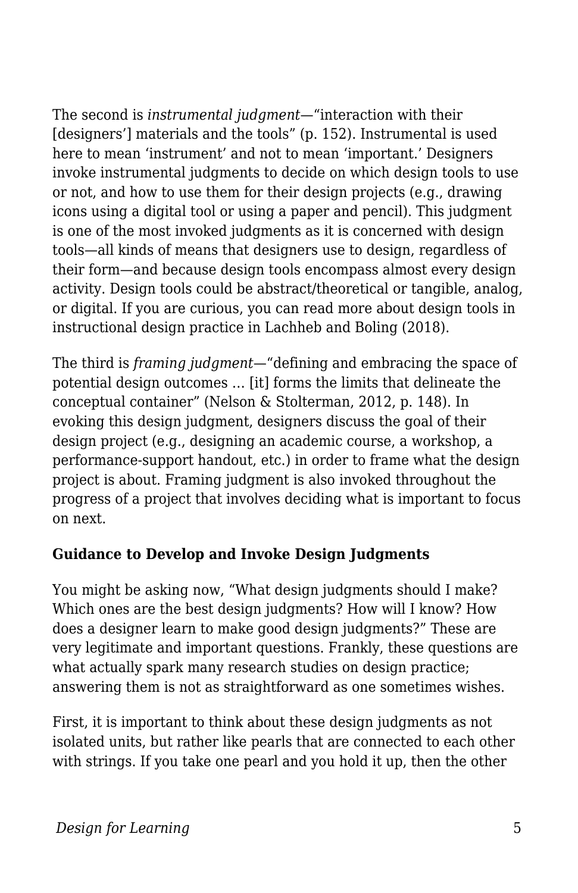The second is *instrumental judgment*—"interaction with their [designers'] materials and the tools" (p. 152). Instrumental is used here to mean 'instrument' and not to mean 'important.' Designers invoke instrumental judgments to decide on which design tools to use or not, and how to use them for their design projects (e.g., drawing icons using a digital tool or using a paper and pencil). This judgment is one of the most invoked judgments as it is concerned with design tools—all kinds of means that designers use to design, regardless of their form—and because design tools encompass almost every design activity. Design tools could be abstract/theoretical or tangible, analog, or digital. If you are curious, you can read more about design tools in instructional design practice in Lachheb and Boling (2018).

The third is *framing judgment*—"defining and embracing the space of potential design outcomes … [it] forms the limits that delineate the conceptual container" (Nelson & Stolterman, 2012, p. 148). In evoking this design judgment, designers discuss the goal of their design project (e.g., designing an academic course, a workshop, a performance-support handout, etc.) in order to frame what the design project is about. Framing judgment is also invoked throughout the progress of a project that involves deciding what is important to focus on next.

**Guidance to Develop and Invoke Design Judgments**

You might be asking now, "What design judgments should I make? Which ones are the best design judgments? How will I know? How does a designer learn to make good design judgments?" These are very legitimate and important questions. Frankly, these questions are what actually spark many research studies on design practice; answering them is not as straightforward as one sometimes wishes.

First, it is important to think about these design judgments as not isolated units, but rather like pearls that are connected to each other with strings. If you take one pearl and you hold it up, then the other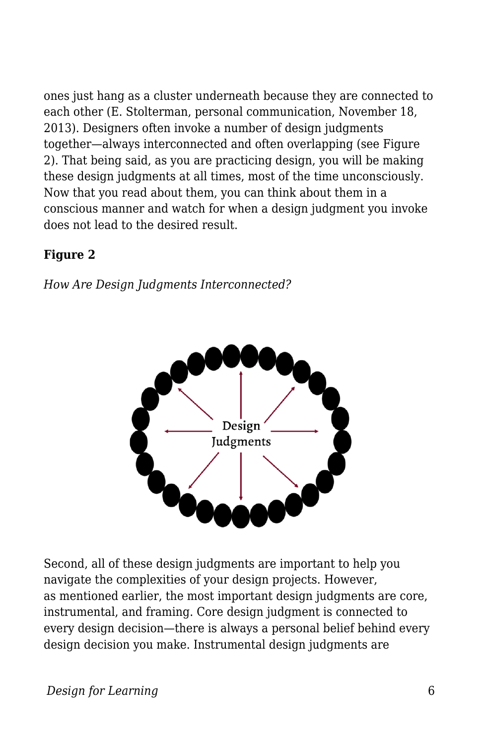ones just hang as a cluster underneath because they are connected to each other (E. Stolterman, personal communication, November 18, 2013). Designers often invoke a number of design judgments together—always interconnected and often overlapping (see Figure 2). That being said, as you are practicing design, you will be making these design judgments at all times, most of the time unconsciously. Now that you read about them, you can think about them in a conscious manner and watch for when a design judgment you invoke does not lead to the desired result.

**Figure 2**

*How Are Design Judgments Interconnected?*

Second, all of these design judgments are important to help you navigate the complexities of your design projects. However, as mentioned earlier, the most important design judgments are core, instrumental, and framing. Core design judgment is connected to every design decision—there is always a personal belief behind every design decision you make. Instrumental design judgments are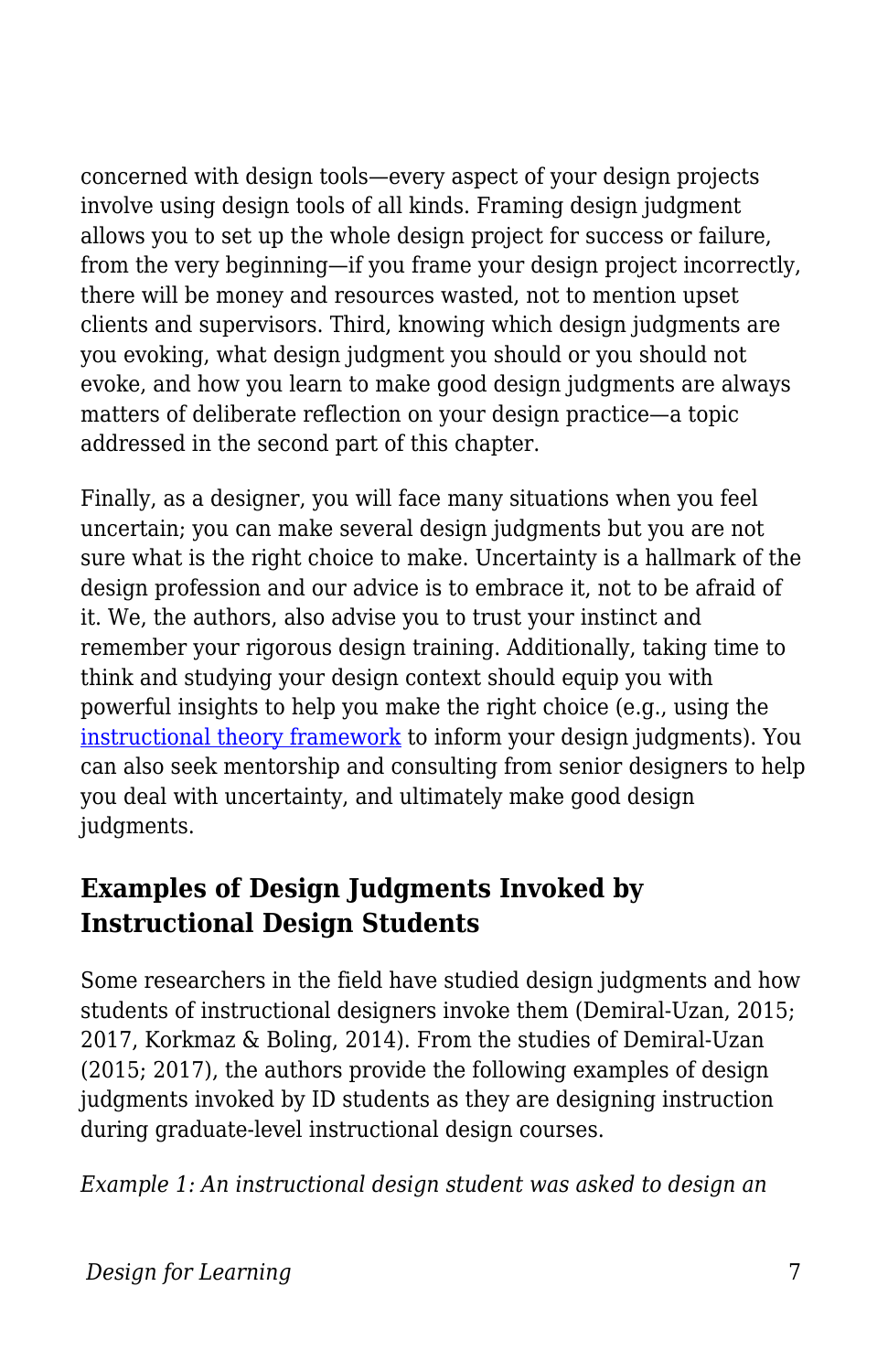concerned with design tools—every aspect of your design projects involve using design tools of all kinds. Framing design judgment allows you to set up the whole design project for success or failure, from the very beginning—if you frame your design project incorrectly, there will be money and resources wasted, not to mention upset clients and supervisors. Third, knowing which design judgments are you evoking, what design judgment you should or you should not evoke, and how you learn to make good design judgments are always matters of deliberate reflection on your design practice—a topic addressed in the second part of this chapter.

Finally, as a designer, you will face many situations when you feel uncertain; you can make several design judgments but you are not sure what is the right choice to make. Uncertainty is a hallmark of the design profession and our advice is to embrace it, not to be afraid of it. We, the authors, also advise you to trust your instinct and remember your rigorous design training. Additionally, taking time to think and studying your design context should equip you with powerful insights to help you make the right choice (e.g., using the [instructional theory framework]() to inform your design judgments). You can also seek mentorship and consulting from senior designers to help you deal with uncertainty, and ultimately make good design judgments.

## Examples of Design Judgments Invoked by Instructional Design Students

Some researchers in the field have studied design judgments and how students of instructional designers invoke them (Demiral-Uzan, 2015; 2017, Korkmaz & Boling, 2014). From the studies of Demiral-Uzan (2015; 2017), the authors provide the following examples of design judgments invoked by ID students as they are designing instruction during graduate-level instructional design courses.

*Example 1: An instructional design student was asked to design an*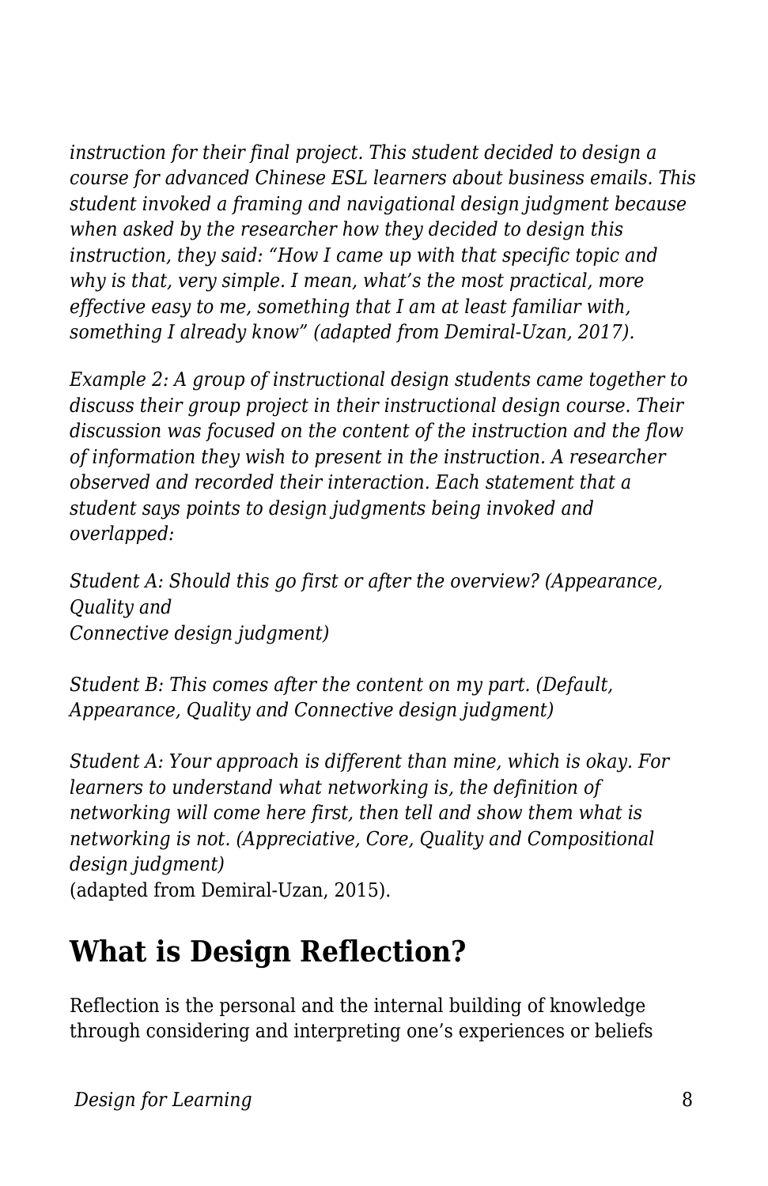*instruction for their final project. This student decided to design a course for advanced Chinese ESL learners about business emails. This student invoked a framing and navigational design judgment because when asked by the researcher how they decided to design this instruction, they said: "How I came up with that specific topic and why is that, very simple. I mean, what's the most practical, more effective easy to me, something that I am at least familiar with, something I already know" (adapted from Demiral-Uzan, 2017).*

*Example 2: A group of instructional design students came together to discuss their group project in their instructional design course. Their discussion was focused on the content of the instruction and the flow of information they wish to present in the instruction. A researcher observed and recorded their interaction. Each statement that a student says points to design judgments being invoked and overlapped:*

*Student A: Should this go first or after the overview? (Appearance, Quality and*
*Connective design judgment)*

*Student B: This comes after the content on my part. (Default, Appearance, Quality and Connective design judgment)*

*Student A: Your approach is different than mine, which is okay. For learners to understand what networking is, the definition of networking will come here first, then tell and show them what is networking is not. (Appreciative, Core, Quality and Compositional design judgment)*
(adapted from Demiral-Uzan, 2015).

## What is Design Reflection?

Reflection is the personal and the internal building of knowledge through considering and interpreting one's experiences or beliefs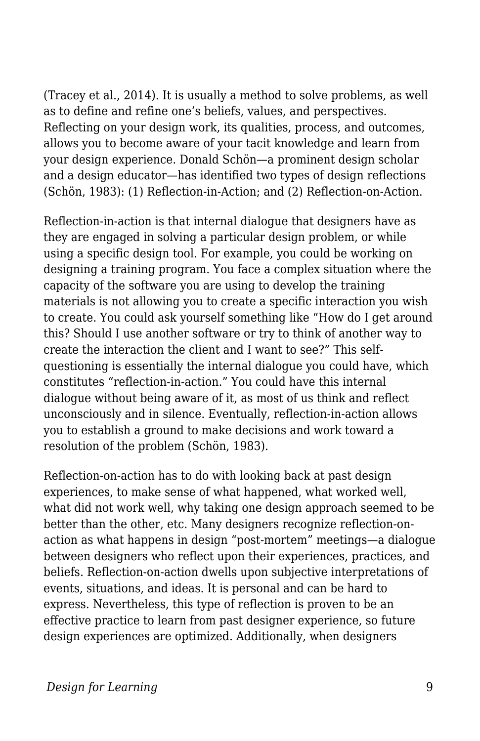(Tracey et al., 2014). It is usually a method to solve problems, as well as to define and refine one's beliefs, values, and perspectives. Reflecting on your design work, its qualities, process, and outcomes, allows you to become aware of your tacit knowledge and learn from your design experience. Donald Schön—a prominent design scholar and a design educator—has identified two types of design reflections (Schön, 1983): (1) Reflection-in-Action; and (2) Reflection-on-Action.

Reflection-in-action is that internal dialogue that designers have as they are engaged in solving a particular design problem, or while using a specific design tool. For example, you could be working on designing a training program. You face a complex situation where the capacity of the software you are using to develop the training materials is not allowing you to create a specific interaction you wish to create. You could ask yourself something like "How do I get around this? Should I use another software or try to think of another way to create the interaction the client and I want to see?" This self-questioning is essentially the internal dialogue you could have, which constitutes "reflection-in-action." You could have this internal dialogue without being aware of it, as most of us think and reflect unconsciously and in silence. Eventually, reflection-in-action allows you to establish a ground to make decisions and work toward a resolution of the problem (Schön, 1983).

Reflection-on-action has to do with looking back at past design experiences, to make sense of what happened, what worked well, what did not work well, why taking one design approach seemed to be better than the other, etc. Many designers recognize reflection-on-action as what happens in design "post-mortem" meetings—a dialogue between designers who reflect upon their experiences, practices, and beliefs. Reflection-on-action dwells upon subjective interpretations of events, situations, and ideas. It is personal and can be hard to express. Nevertheless, this type of reflection is proven to be an effective practice to learn from past designer experience, so future design experiences are optimized. Additionally, when designers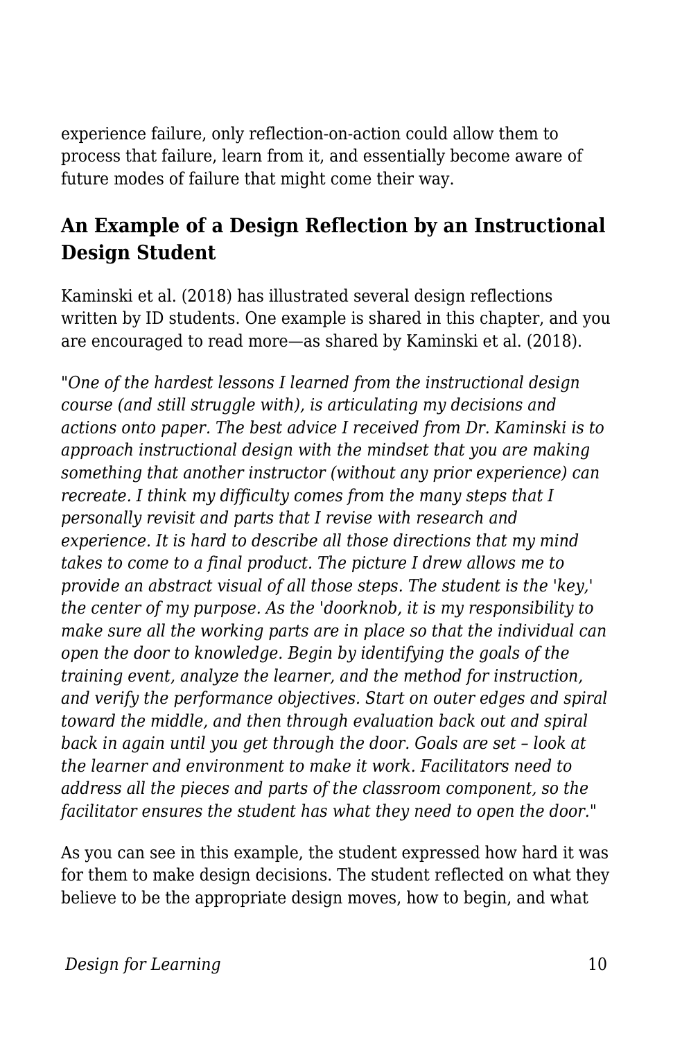experience failure, only reflection-on-action could allow them to process that failure, learn from it, and essentially become aware of future modes of failure that might come their way.

## An Example of a Design Reflection by an Instructional Design Student

Kaminski et al. (2018) has illustrated several design reflections written by ID students. One example is shared in this chapter, and you are encouraged to read more—as shared by Kaminski et al. (2018).

"*One of the hardest lessons I learned from the instructional design course (and still struggle with), is articulating my decisions and actions onto paper. The best advice I received from Dr. Kaminski is to approach instructional design with the mindset that you are making something that another instructor (without any prior experience) can recreate. I think my difficulty comes from the many steps that I personally revisit and parts that I revise with research and experience. It is hard to describe all those directions that my mind takes to come to a final product. The picture I drew allows me to provide an abstract visual of all those steps. The student is the 'key,' the center of my purpose. As the 'doorknob, it is my responsibility to make sure all the working parts are in place so that the individual can open the door to knowledge. Begin by identifying the goals of the training event, analyze the learner, and the method for instruction, and verify the performance objectives. Start on outer edges and spiral toward the middle, and then through evaluation back out and spiral back in again until you get through the door. Goals are set – look at the learner and environment to make it work. Facilitators need to address all the pieces and parts of the classroom component, so the facilitator ensures the student has what they need to open the door.*"

As you can see in this example, the student expressed how hard it was for them to make design decisions. The student reflected on what they believe to be the appropriate design moves, how to begin, and what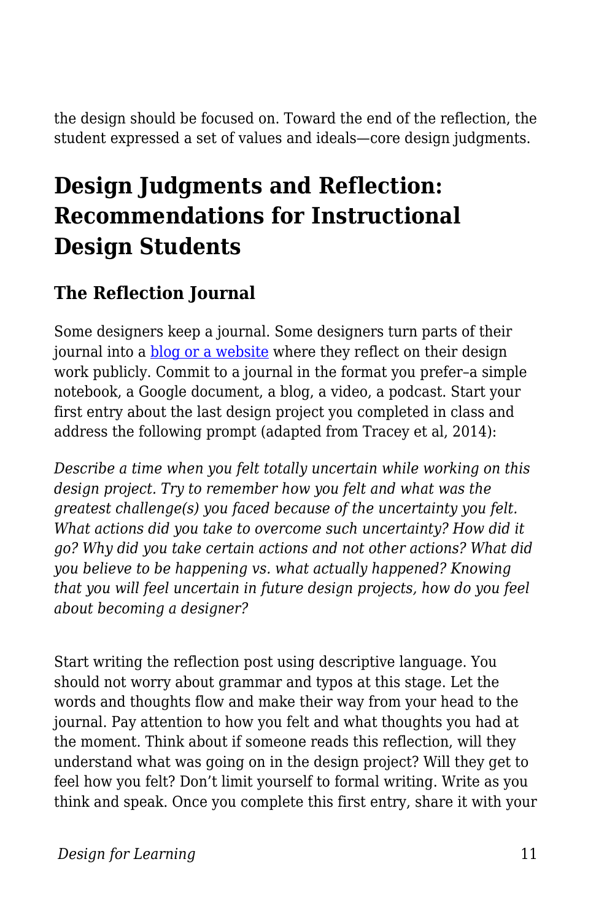the design should be focused on. Toward the end of the reflection, the student expressed a set of values and ideals—core design judgments.

## Design Judgments and Reflection: Recommendations for Instructional Design Students

### The Reflection Journal

Some designers keep a journal. Some designers turn parts of their journal into a blog or a website where they reflect on their design work publicly. Commit to a journal in the format you prefer–a simple notebook, a Google document, a blog, a video, a podcast. Start your first entry about the last design project you completed in class and address the following prompt (adapted from Tracey et al, 2014):

*Describe a time when you felt totally uncertain while working on this design project. Try to remember how you felt and what was the greatest challenge(s) you faced because of the uncertainty you felt. What actions did you take to overcome such uncertainty? How did it go? Why did you take certain actions and not other actions? What did you believe to be happening vs. what actually happened? Knowing that you will feel uncertain in future design projects, how do you feel about becoming a designer?*

Start writing the reflection post using descriptive language. You should not worry about grammar and typos at this stage. Let the words and thoughts flow and make their way from your head to the journal. Pay attention to how you felt and what thoughts you had at the moment. Think about if someone reads this reflection, will they understand what was going on in the design project? Will they get to feel how you felt? Don't limit yourself to formal writing. Write as you think and speak. Once you complete this first entry, share it with your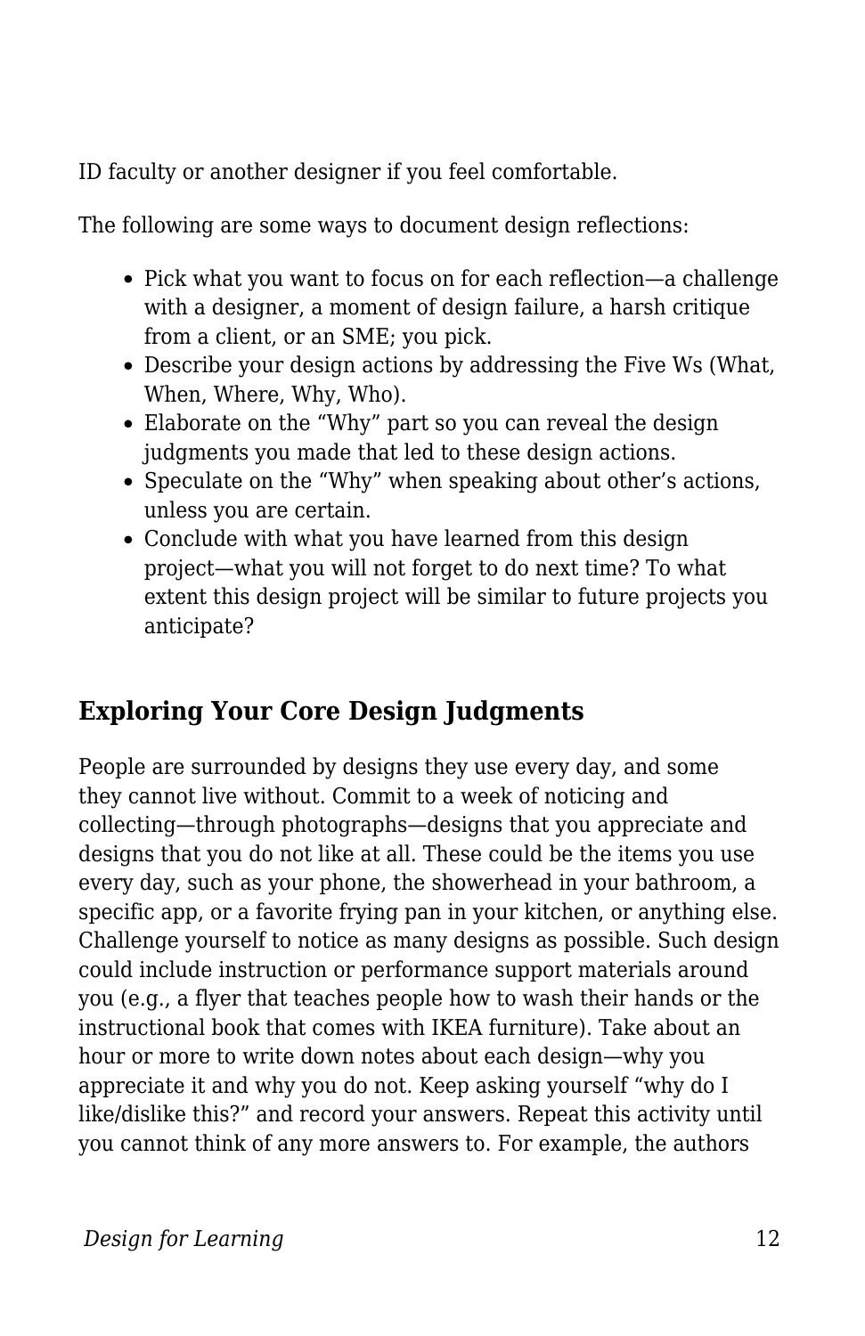ID faculty or another designer if you feel comfortable.

The following are some ways to document design reflections:

- Pick what you want to focus on for each reflection—a challenge with a designer, a moment of design failure, a harsh critique from a client, or an SME; you pick.
- Describe your design actions by addressing the Five Ws (What, When, Where, Why, Who).
- Elaborate on the "Why" part so you can reveal the design judgments you made that led to these design actions.
- Speculate on the "Why" when speaking about other's actions, unless you are certain.
- Conclude with what you have learned from this design project—what you will not forget to do next time? To what extent this design project will be similar to future projects you anticipate?

## Exploring Your Core Design Judgments

People are surrounded by designs they use every day, and some they cannot live without. Commit to a week of noticing and collecting—through photographs—designs that you appreciate and designs that you do not like at all. These could be the items you use every day, such as your phone, the showerhead in your bathroom, a specific app, or a favorite frying pan in your kitchen, or anything else. Challenge yourself to notice as many designs as possible. Such design could include instruction or performance support materials around you (e.g., a flyer that teaches people how to wash their hands or the instructional book that comes with IKEA furniture). Take about an hour or more to write down notes about each design—why you appreciate it and why you do not. Keep asking yourself "why do I like/dislike this?" and record your answers. Repeat this activity until you cannot think of any more answers to. For example, the authors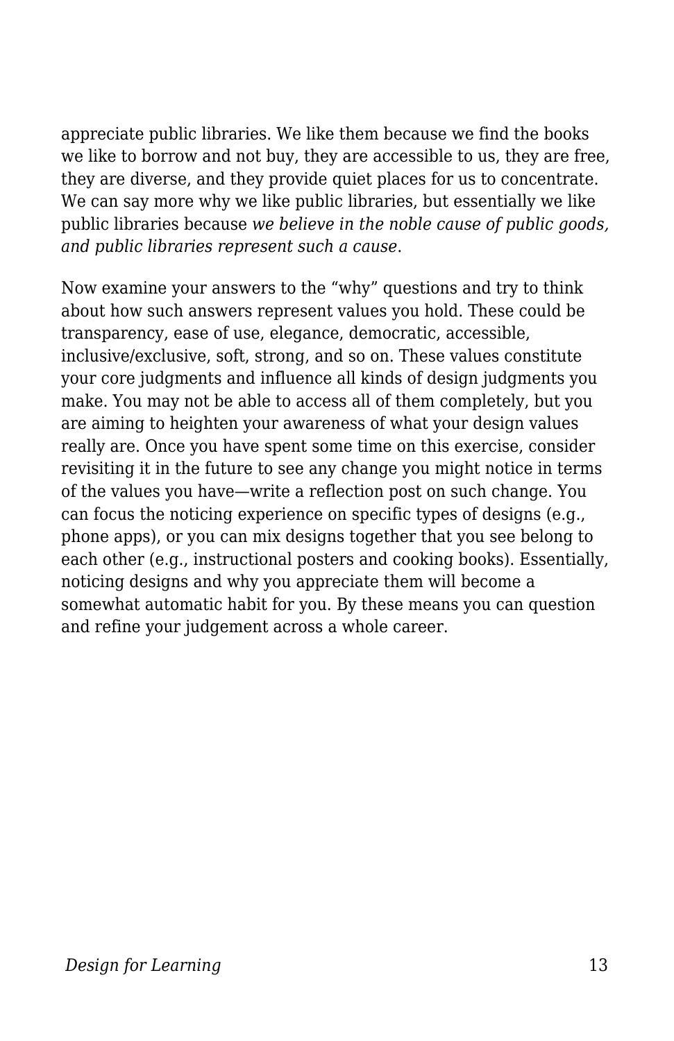appreciate public libraries. We like them because we find the books we like to borrow and not buy, they are accessible to us, they are free, they are diverse, and they provide quiet places for us to concentrate. We can say more why we like public libraries, but essentially we like public libraries because *we believe in the noble cause of public goods, and public libraries represent such a cause*.

Now examine your answers to the "why" questions and try to think about how such answers represent values you hold. These could be transparency, ease of use, elegance, democratic, accessible, inclusive/exclusive, soft, strong, and so on. These values constitute your core judgments and influence all kinds of design judgments you make. You may not be able to access all of them completely, but you are aiming to heighten your awareness of what your design values really are. Once you have spent some time on this exercise, consider revisiting it in the future to see any change you might notice in terms of the values you have—write a reflection post on such change. You can focus the noticing experience on specific types of designs (e.g., phone apps), or you can mix designs together that you see belong to each other (e.g., instructional posters and cooking books). Essentially, noticing designs and why you appreciate them will become a somewhat automatic habit for you. By these means you can question and refine your judgement across a whole career.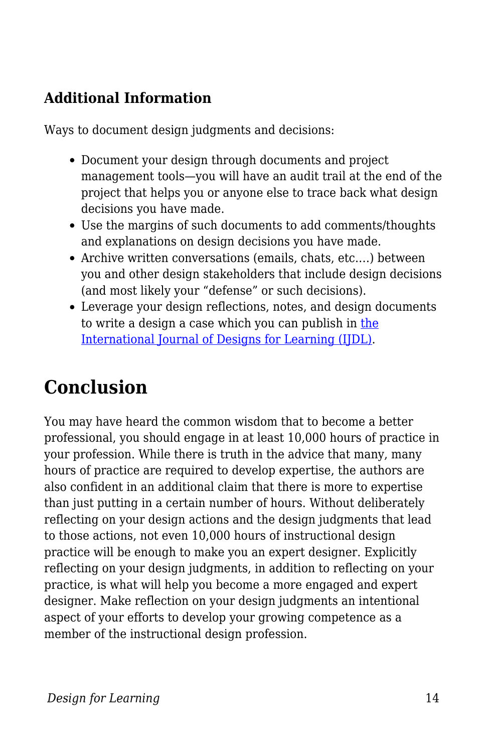### Additional Information

Ways to document design judgments and decisions:

- Document your design through documents and project management tools—you will have an audit trail at the end of the project that helps you or anyone else to trace back what design decisions you have made.
- Use the margins of such documents to add comments/thoughts and explanations on design decisions you have made.
- Archive written conversations (emails, chats, etc.…) between you and other design stakeholders that include design decisions (and most likely your “defense” or such decisions).
- Leverage your design reflections, notes, and design documents to write a design a case which you can publish in the International Journal of Designs for Learning (IJDL).

## Conclusion

You may have heard the common wisdom that to become a better professional, you should engage in at least 10,000 hours of practice in your profession. While there is truth in the advice that many, many hours of practice are required to develop expertise, the authors are also confident in an additional claim that there is more to expertise than just putting in a certain number of hours. Without deliberately reflecting on your design actions and the design judgments that lead to those actions, not even 10,000 hours of instructional design practice will be enough to make you an expert designer. Explicitly reflecting on your design judgments, in addition to reflecting on your practice, is what will help you become a more engaged and expert designer. Make reflection on your design judgments an intentional aspect of your efforts to develop your growing competence as a member of the instructional design profession.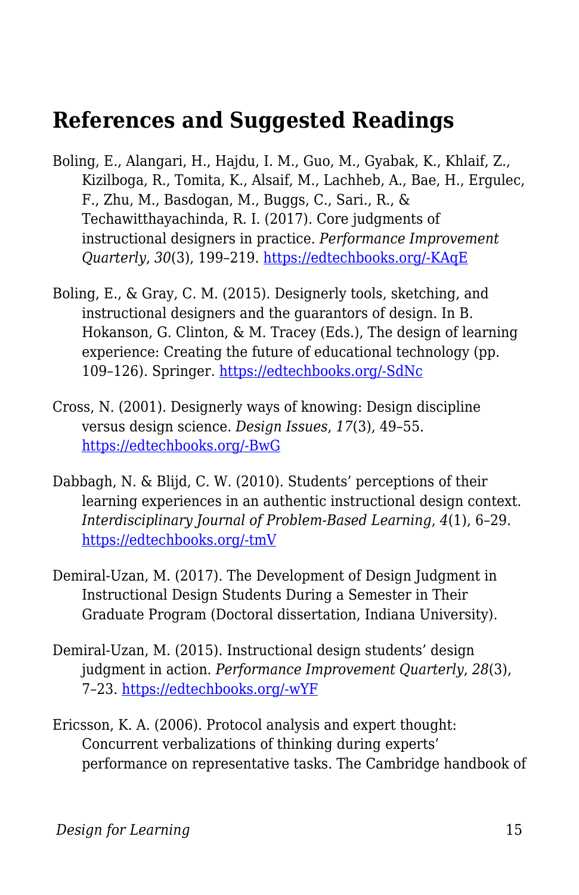## References and Suggested Readings

Boling, E., Alangari, H., Hajdu, I. M., Guo, M., Gyabak, K., Khlaif, Z., Kizilboga, R., Tomita, K., Alsaif, M., Lachheb, A., Bae, H., Ergulec, F., Zhu, M., Basdogan, M., Buggs, C., Sari., R., & Techawitthayachinda, R. I. (2017). Core judgments of instructional designers in practice. *Performance Improvement Quarterly*, *30*(3), 199–219. https://edtechbooks.org/-KAqE

Boling, E., & Gray, C. M. (2015). Designerly tools, sketching, and instructional designers and the guarantors of design. In B. Hokanson, G. Clinton, & M. Tracey (Eds.), The design of learning experience: Creating the future of educational technology (pp. 109–126). Springer. https://edtechbooks.org/-SdNc

Cross, N. (2001). Designerly ways of knowing: Design discipline versus design science. *Design Issues*, *17*(3), 49–55. https://edtechbooks.org/-BwG

Dabbagh, N. & Blijd, C. W. (2010). Students' perceptions of their learning experiences in an authentic instructional design context. *Interdisciplinary Journal of Problem-Based Learning*, *4*(1), 6–29. https://edtechbooks.org/-tmV

Demiral-Uzan, M. (2017). The Development of Design Judgment in Instructional Design Students During a Semester in Their Graduate Program (Doctoral dissertation, Indiana University).

Demiral-Uzan, M. (2015). Instructional design students' design judgment in action. *Performance Improvement Quarterly*, *28*(3), 7–23. https://edtechbooks.org/-wYF

Ericsson, K. A. (2006). Protocol analysis and expert thought: Concurrent verbalizations of thinking during experts' performance on representative tasks. The Cambridge handbook of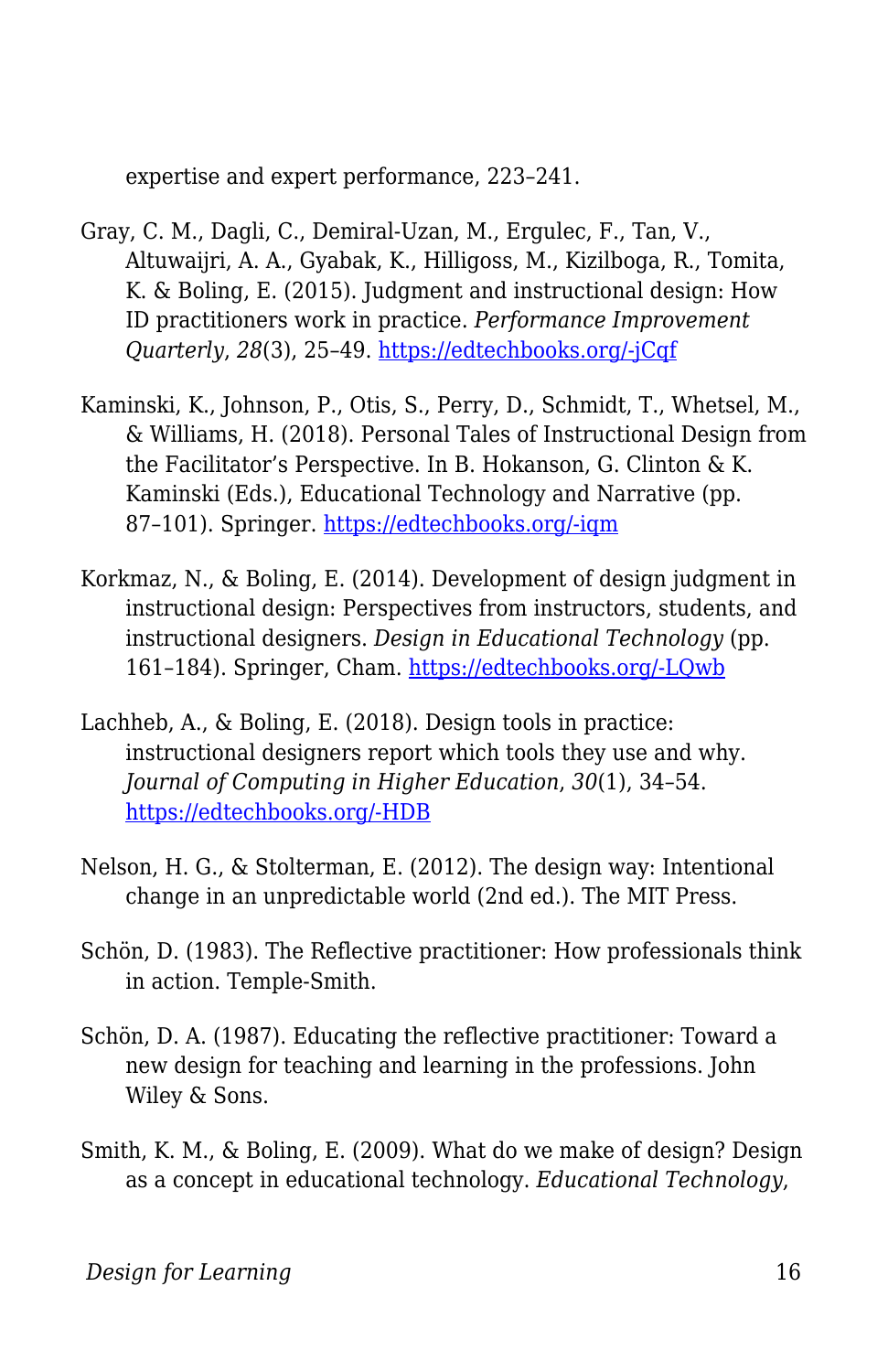expertise and expert performance, 223–241.

Gray, C. M., Dagli, C., Demiral-Uzan, M., Ergulec, F., Tan, V., Altuwaijri, A. A., Gyabak, K., Hilligoss, M., Kizilboga, R., Tomita, K. & Boling, E. (2015). Judgment and instructional design: How ID practitioners work in practice. *Performance Improvement Quarterly*, *28*(3), 25–49. [https://edtechbooks.org/-jCqf](https://edtechbooks.org/-jCqf)

Kaminski, K., Johnson, P., Otis, S., Perry, D., Schmidt, T., Whetsel, M., & Williams, H. (2018). Personal Tales of Instructional Design from the Facilitator's Perspective. In B. Hokanson, G. Clinton & K. Kaminski (Eds.), Educational Technology and Narrative (pp. 87–101). Springer. [https://edtechbooks.org/-iqm](https://edtechbooks.org/-iqm)

Korkmaz, N., & Boling, E. (2014). Development of design judgment in instructional design: Perspectives from instructors, students, and instructional designers. *Design in Educational Technology* (pp. 161–184). Springer, Cham. [https://edtechbooks.org/-LQwb](https://edtechbooks.org/-LQwb)

Lachheb, A., & Boling, E. (2018). Design tools in practice: instructional designers report which tools they use and why. *Journal of Computing in Higher Education*, *30*(1), 34–54. [https://edtechbooks.org/-HDB](https://edtechbooks.org/-HDB)

Nelson, H. G., & Stolterman, E. (2012). The design way: Intentional change in an unpredictable world (2nd ed.). The MIT Press.

Schön, D. (1983). The Reflective practitioner: How professionals think in action. Temple-Smith.

Schön, D. A. (1987). Educating the reflective practitioner: Toward a new design for teaching and learning in the professions. John Wiley & Sons.

Smith, K. M., & Boling, E. (2009). What do we make of design? Design as a concept in educational technology. *Educational Technology*,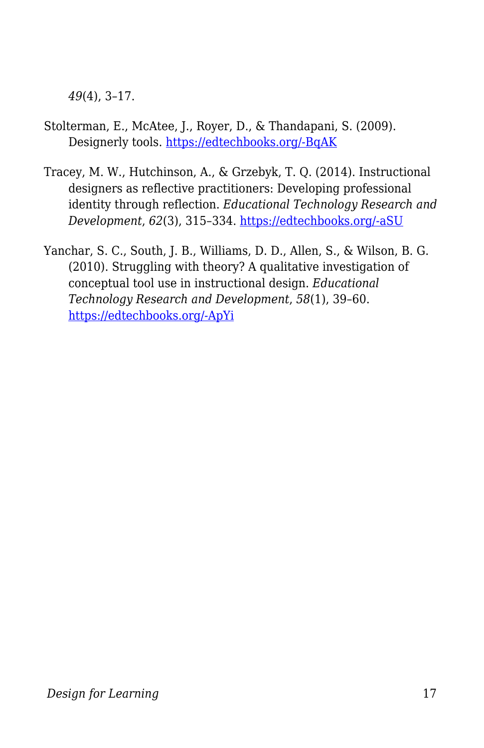*49*(4), 3–17.

Stolterman, E., McAtee, J., Royer, D., & Thandapani, S. (2009). Designerly tools. [https://edtechbooks.org/-BqAK](https://edtechbooks.org/-BqAK)

Tracey, M. W., Hutchinson, A., & Grzebyk, T. Q. (2014). Instructional designers as reflective practitioners: Developing professional identity through reflection. *Educational Technology Research and Development*, *62*(3), 315–334. [https://edtechbooks.org/-aSU](https://edtechbooks.org/-aSU)

Yanchar, S. C., South, J. B., Williams, D. D., Allen, S., & Wilson, B. G. (2010). Struggling with theory? A qualitative investigation of conceptual tool use in instructional design. *Educational Technology Research and Development*, *58*(1), 39–60. [https://edtechbooks.org/-ApYi](https://edtechbooks.org/-ApYi)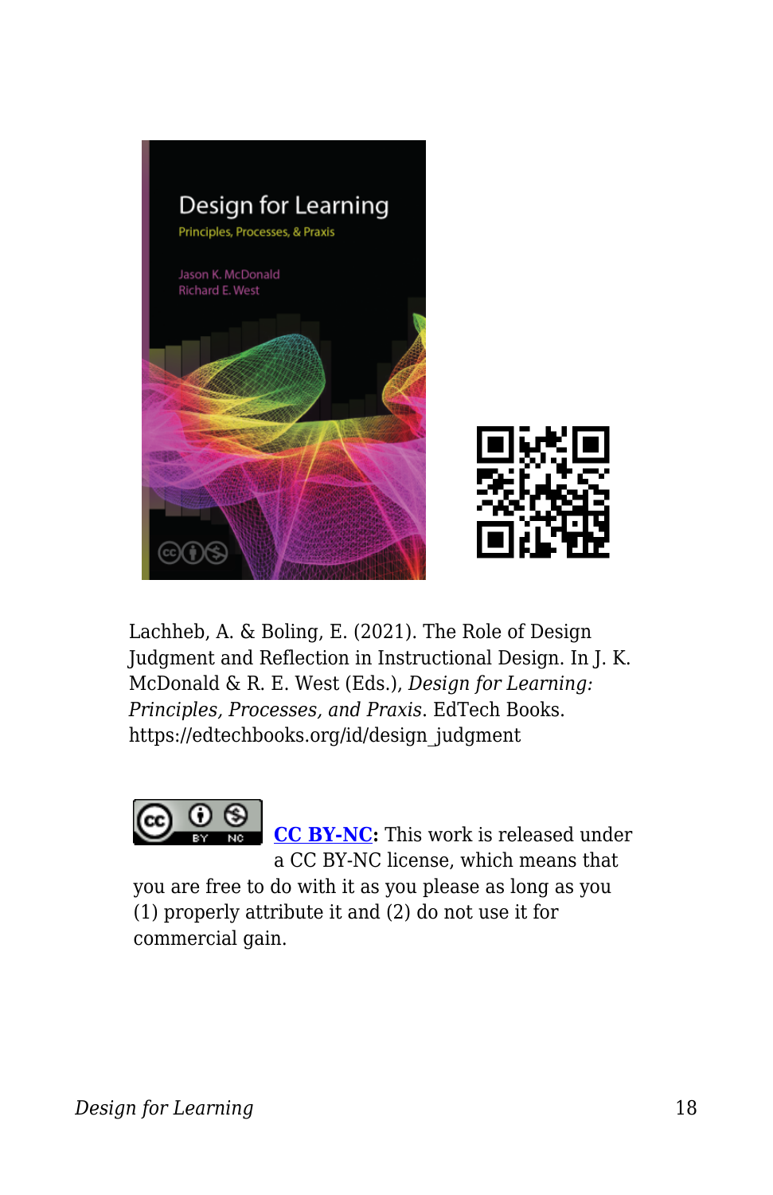Lachheb, A. & Boling, E. (2021). The Role of Design Judgment and Reflection in Instructional Design. In J. K. McDonald & R. E. West (Eds.), *Design for Learning: Principles, Processes, and Praxis*. EdTech Books. https://edtechbooks.org/id/design_judgment

**CC BY-NC:** This work is released under a CC BY-NC license, which means that you are free to do with it as you please as long as you (1) properly attribute it and (2) do not use it for commercial gain.